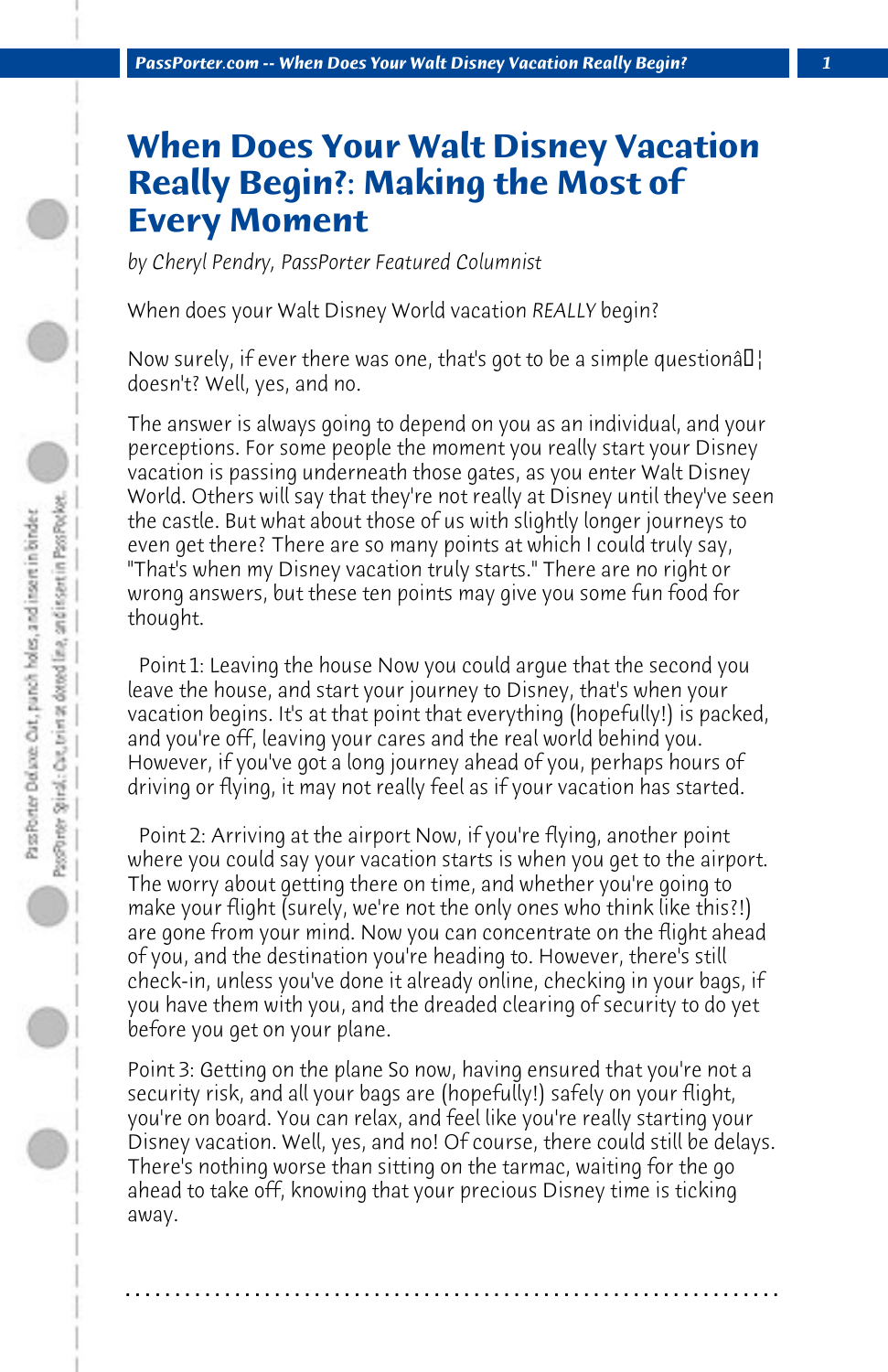# When Does Your Walt Disney Vacation Really Begin?: Making the Most of Every Moment

*by Cheryl Pendry, PassPorter Featured Columnist*

When does your Walt Disney World vacation *REALLY* begin?

Now surely, if ever there was one, that's got to be a simple questionâ€¦ doesn't? Well, yes, and no.

The answer is always going to depend on you as an individual, and your perceptions. For some people the moment you really start your Disney vacation is passing underneath those gates, as you enter Walt Disney World. Others will say that they're not really at Disney until they've seen the castle. But what about those of us with slightly longer journeys to even get there? There are so many points at which I could truly say, "That's when my Disney vacation truly starts." There are no right or wrong answers, but these ten points may give you some fun food for thought.

Point 1: Leaving the house Now you could argue that the second you leave the house, and start your journey to Disney, that's when your vacation begins. It's at that point that everything (hopefully!) is packed, and you're off, leaving your cares and the real world behind you. However, if you've got a long journey ahead of you, perhaps hours of driving or flying, it may not really feel as if your vacation has started.

Point 2: Arriving at the airport Now, if you're flying, another point where you could say your vacation starts is when you get to the airport. The worry about getting there on time, and whether you're going to make your flight (surely, we're not the only ones who think like this?!) are gone from your mind. Now you can concentrate on the flight ahead of you, and the destination you're heading to. However, there's still check-in, unless you've done it already online, checking in your bags, if you have them with you, and the dreaded clearing of security to do yet before you get on your plane.

Point 3: Getting on the plane So now, having ensured that you're not a security risk, and all your bags are (hopefully!) safely on your flight, you're on board. You can relax, and feel like you're really starting your Disney vacation. Well, yes, and no! Of course, there could still be delays. There's nothing worse than sitting on the tarmac, waiting for the go ahead to take off, knowing that your precious Disney time is ticking away.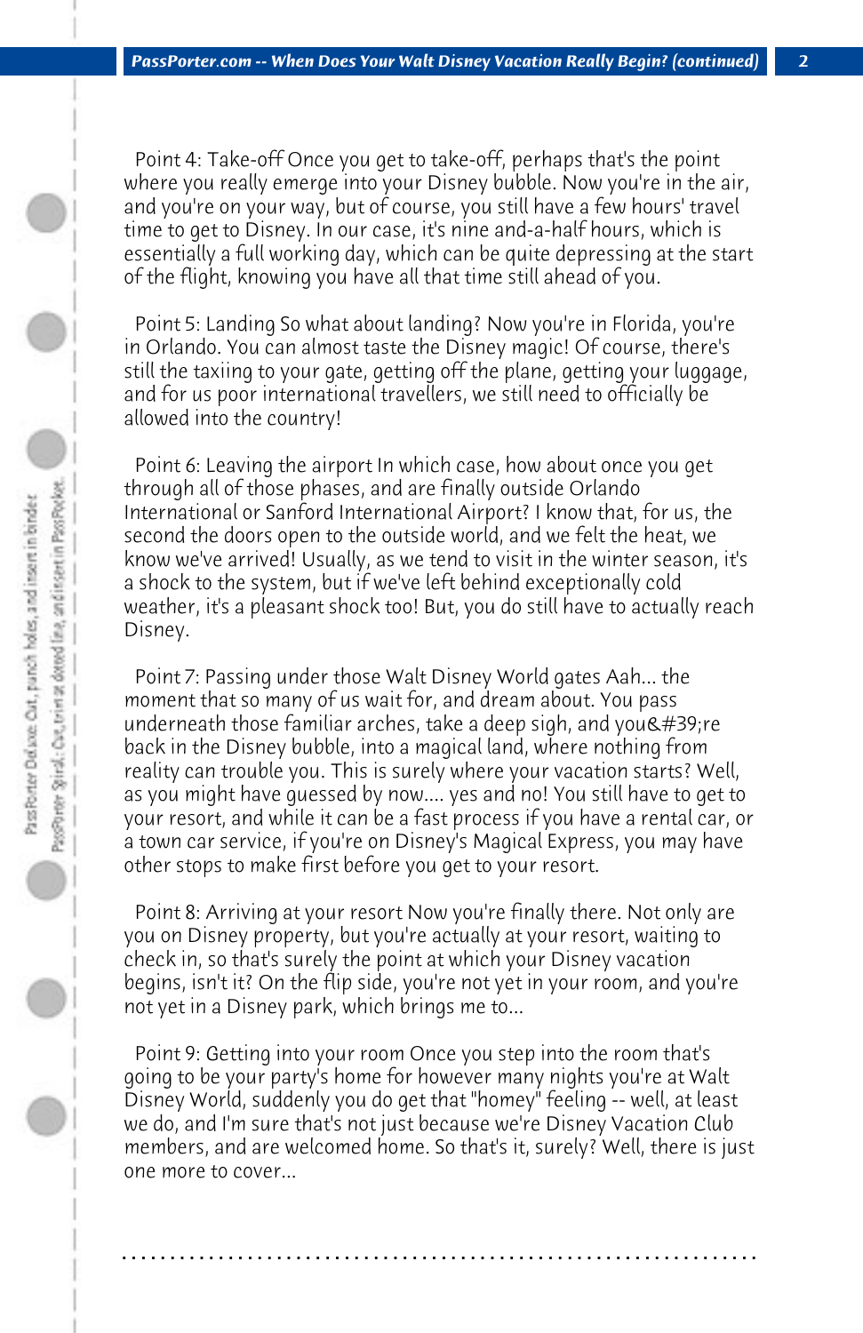Point 4: Take-off Once you get to take-off, perhaps that's the point where you really emerge into your Disney bubble. Now you're in the air, and you're on your way, but of course, you still have a few hours' travel time to get to Disney. In our case, it's nine and-a-half hours, which is essentially a full working day, which can be quite depressing at the start of the flight, knowing you have all that time still ahead of you.

Point 5: Landing So what about landing? Now you're in Florida, you're in Orlando. You can almost taste the Disney magic! Of course, there's still the taxiing to your gate, getting off the plane, getting your luggage, and for us poor international travellers, we still need to officially be allowed into the country!

Point 6: Leaving the airport In which case, how about once you get through all of those phases, and are finally outside Orlando International or Sanford International Airport? I know that, for us, the second the doors open to the outside world, and we felt the heat, we know we've arrived! Usually, as we tend to visit in the winter season, it's a shock to the system, but if we've left behind exceptionally cold weather, it's a pleasant shock too! But, you do still have to actually reach Disney.

Point 7: Passing under those Walt Disney World gates Aah... the moment that so many of us wait for, and dream about. You pass underneath those familiar arches, take a deep sigh, and you&#39;re back in the Disney bubble, into a magical land, where nothing from reality can trouble you. This is surely where your vacation starts? Well, as you might have guessed by now.... yes and no! You still have to get to your resort, and while it can be a fast process if you have a rental car, or a town car service, if you're on Disney's Magical Express, you may have other stops to make first before you get to your resort.

Point 8: Arriving at your resort Now you're finally there. Not only are you on Disney property, but you're actually at your resort, waiting to check in, so that's surely the point at which your Disney vacation begins, isn't it? On the flip side, you're not yet in your room, and you're not yet in a Disney park, which brings me to...

Point 9: Getting into your room Once you step into the room that's going to be your party's home for however many nights you're at Walt Disney World, suddenly you do get that "homey" feeling -- well, at least we do, and I'm sure that's not just because we're Disney Vacation Club members, and are welcomed home. So that's it, surely? Well, there is just one more to cover...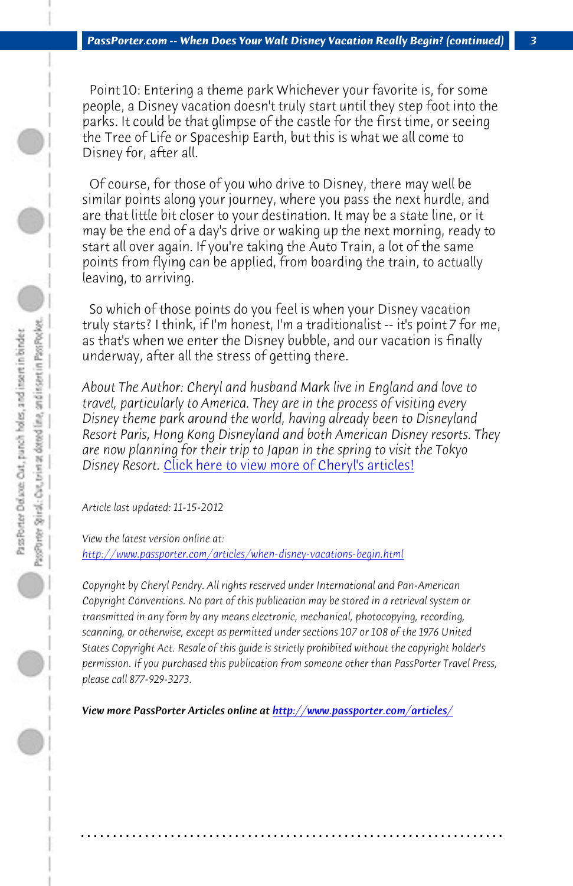Point 10: Entering a theme park Whichever your favorite is, for some people, a Disney vacation doesn't truly start until they step foot into the parks. It could be that glimpse of the castle for the first time, or seeing the Tree of Life or Spaceship Earth, but this is what we all come to Disney for, after all.

Of course, for those of you who drive to Disney, there may well be similar points along your journey, where you pass the next hurdle, and are that little bit closer to your destination. It may be a state line, or it may be the end of a day's drive or waking up the next morning, ready to start all over again. If you're taking the Auto Train, a lot of the same points from flying can be applied, from boarding the train, to actually leaving, to arriving.

So which of those points do you feel is when your Disney vacation truly starts? I think, if I'm honest, I'm a traditionalist -- it's point 7 for me, as that's when we enter the Disney bubble, and our vacation is finally underway, after all the stress of getting there.

*About The Author: Cheryl and husband Mark live in England and love to travel, particularly to America. They are in the process of visiting every Disney theme park around the world, having already been to Disneyland Resort Paris, Hong Kong Disneyland and both American Disney resorts. They are now planning for their trip to Japan in the spring to visit the Tokyo Disney Resort.* Click here to view more of Cheryl's articles!

*Article last updated: 11-15-2012*

*View the latest version online at:*
*http://www.passporter.com/articles/when-disney-vacations-begin.html*

*Copyright by Cheryl Pendry. All rights reserved under International and Pan-American Copyright Conventions. No part of this publication may be stored in a retrieval system or transmitted in any form by any means electronic, mechanical, photocopying, recording, scanning, or otherwise, except as permitted under sections 107 or 108 of the 1976 United States Copyright Act. Resale of this guide is strictly prohibited without the copyright holder's permission. If you purchased this publication from someone other than PassPorter Travel Press, please call 877-929-3273.*

***View more PassPorter Articles online at http://www.passporter.com/articles/***